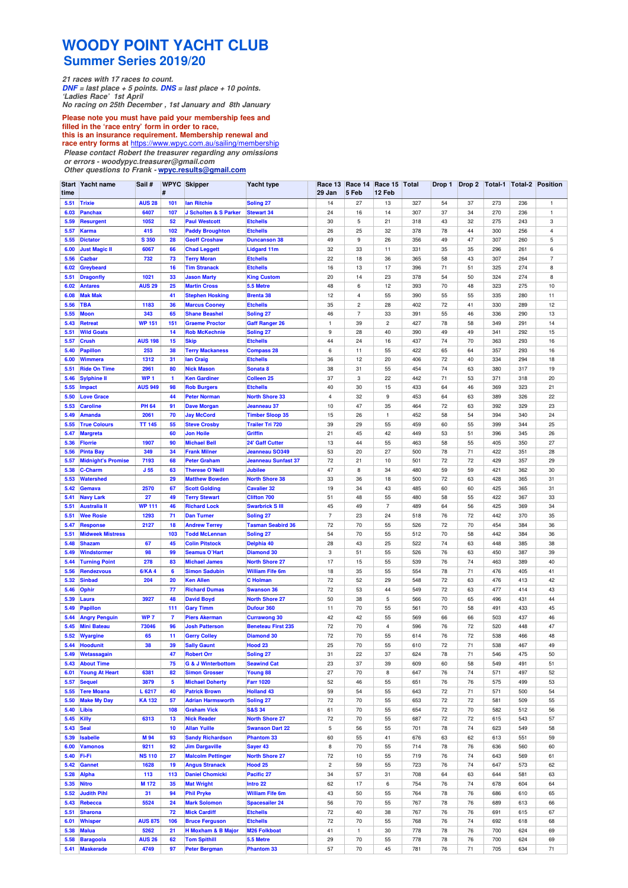# WOODY POINT YACHT CLUB

## Summer Series 2019/20

*21 races with 17 races to count.*
*DNF = last place + 5 points. DNS = last place + 10 points.*
*'Ladies Race' 1st April*
*No racing on 25th December , 1st January and 8th January*

**Please note you must have paid your membership fees and filled in the 'race entry' form in order to race, this is an insurance requirement. Membership renewal and race entry forms at** https://www.wpyc.com.au/sailing/membership
*Please contact Robert the treasurer regarding any omissions or errors - woodypyc.treasurer@gmail.com*
*Other questions to Frank - wpyc.results@gmail.com*

| Start time | Yacht name | Sail # | WPYC # | Skipper | Yacht type | Race 13 29 Jan | Race 14 5 Feb | Race 15 12 Feb | Total | Drop 1 | Drop 2 | Total-1 | Total-2 | Position |
|---|---|---|---|---|---|---|---|---|---|---|---|---|---|---|
| 5.51 | Trixie | AUS 28 | 101 | Ian Ritchie | Soling 27 | 14 | 27 | 13 | 327 | 54 | 37 | 273 | 236 | 1 |
| 6.03 | Panchax | 6407 | 107 | J Scholten & S Parker | Stewart 34 | 24 | 16 | 14 | 307 | 37 | 34 | 270 | 236 | 1 |
| 5.59 | Resurgent | 1052 | 52 | Paul Westcott | Etchells | 30 | 5 | 21 | 318 | 43 | 32 | 275 | 243 | 3 |
| 5.57 | Karma | 415 | 102 | Paddy Broughton | Etchells | 26 | 25 | 32 | 378 | 78 | 44 | 300 | 256 | 4 |
| 5.55 | Dictator | S 350 | 28 | Geoff Croshaw | Duncanson 38 | 49 | 9 | 26 | 356 | 49 | 47 | 307 | 260 | 5 |
| 6.00 | Just Magic II | 6067 | 66 | Chad Leggett | Lidgard 11m | 32 | 33 | 11 | 331 | 35 | 35 | 296 | 261 | 6 |
| 5.56 | Cazbar | 732 | 73 | Terry Moran | Etchells | 22 | 18 | 36 | 365 | 58 | 43 | 307 | 264 | 7 |
| 6.02 | Greybeard | | 16 | Tim Stranack | Etchells | 16 | 13 | 17 | 396 | 71 | 51 | 325 | 274 | 8 |
| 5.51 | Dragonfly | 1021 | 33 | Jason Marty | King Custom | 20 | 14 | 23 | 378 | 54 | 50 | 324 | 274 | 8 |
| 6.02 | Antares | AUS 29 | 25 | Martin Cross | 5.5 Metre | 48 | 6 | 12 | 393 | 70 | 48 | 323 | 275 | 10 |
| 6.08 | Mak Mak | | 41 | Stephen Hosking | Brenta 38 | 12 | 4 | 55 | 390 | 55 | 55 | 335 | 280 | 11 |
| 5.56 | TBA | 1183 | 36 | Marcus Cooney | Etchells | 35 | 2 | 28 | 402 | 72 | 41 | 330 | 289 | 12 |
| 5.55 | Moon | 343 | 65 | Shane Beashel | Soling 27 | 46 | 7 | 33 | 391 | 55 | 46 | 336 | 290 | 13 |
| 5.43 | Retreat | WP 151 | 151 | Graeme Proctor | Gaff Ranger 26 | 1 | 39 | 2 | 427 | 78 | 58 | 349 | 291 | 14 |
| 5.51 | Wild Goats | | 14 | Rob McKechnie | Soling 27 | 9 | 28 | 40 | 390 | 49 | 49 | 341 | 292 | 15 |
| 5.57 | Crush | AUS 198 | 15 | Skip | Etchells | 44 | 24 | 16 | 437 | 74 | 70 | 363 | 293 | 16 |
| 5.40 | Papillon | 253 | 38 | Terry Mackaness | Compass 28 | 6 | 11 | 55 | 422 | 65 | 64 | 357 | 293 | 16 |
| 6.00 | Wimmera | 1312 | 31 | Ian Craig | Etchells | 36 | 12 | 20 | 406 | 72 | 40 | 334 | 294 | 18 |
| 5.51 | Ride On Time | 2961 | 80 | Nick Mason | Sonata 8 | 38 | 31 | 55 | 454 | 74 | 63 | 380 | 317 | 19 |
| 5.46 | Sylphine II | WP 1 | 1 | Ken Gardiner | Colleen 25 | 37 | 3 | 22 | 442 | 71 | 53 | 371 | 318 | 20 |
| 5.55 | Impact | AUS 949 | 98 | Rob Burgers | Etchells | 40 | 30 | 15 | 433 | 64 | 46 | 369 | 323 | 21 |
| 5.50 | Love Grace | | 44 | Peter Norman | North Shore 33 | 4 | 32 | 9 | 453 | 64 | 63 | 389 | 326 | 22 |
| 5.53 | Caroline | PH 64 | 91 | Dave Morgan | Jeanneau 37 | 10 | 47 | 35 | 464 | 72 | 63 | 392 | 329 | 23 |
| 5.49 | Amanda | 2061 | 70 | Jay McCord | Timber Sloop 35 | 15 | 26 | 1 | 452 | 58 | 54 | 394 | 340 | 24 |
| 5.55 | True Colours | TT 145 | 55 | Steve Crosby | Trailer Tri 720 | 39 | 29 | 55 | 459 | 60 | 55 | 399 | 344 | 25 |
| 5.47 | Margreta | | 60 | Jon Hoile | Griffin | 21 | 45 | 42 | 449 | 53 | 51 | 396 | 345 | 26 |
| 5.36 | Florrie | 1907 | 90 | Michael Bell | 24' Gaff Cutter | 13 | 44 | 55 | 463 | 58 | 55 | 405 | 350 | 27 |
| 5.56 | Pinta Bay | 349 | 34 | Frank Milner | Jeanneau SO349 | 53 | 20 | 27 | 500 | 78 | 71 | 422 | 351 | 28 |
| 5.57 | Midnight's Promise | 7193 | 68 | Peter Graham | Jeanneau Sunfast 37 | 72 | 21 | 10 | 501 | 72 | 72 | 429 | 357 | 29 |
| 5.38 | C-Charm | J 55 | 63 | Therese O'Neill | Jubilee | 47 | 8 | 34 | 480 | 59 | 59 | 421 | 362 | 30 |
| 5.53 | Watershed | | 29 | Matthew Bowden | North Shore 38 | 33 | 36 | 18 | 500 | 72 | 63 | 428 | 365 | 31 |
| 5.42 | Gemava | 2570 | 67 | Scott Golding | Cavalier 32 | 19 | 34 | 43 | 485 | 60 | 60 | 425 | 365 | 31 |
| 5.41 | Navy Lark | 27 | 49 | Terry Stewart | Clifton 700 | 51 | 48 | 55 | 480 | 58 | 55 | 422 | 367 | 33 |
| 5.51 | Australia II | WP 111 | 46 | Richard Lock | Swarbrick S III | 45 | 49 | 7 | 489 | 64 | 56 | 425 | 369 | 34 |
| 5.51 | Wee Rosie | 1293 | 71 | Dan Turner | Soling 27 | 7 | 23 | 24 | 518 | 76 | 72 | 442 | 370 | 35 |
| 5.47 | Response | 2127 | 18 | Andrew Terrey | Tasman Seabird 36 | 72 | 70 | 55 | 526 | 72 | 70 | 454 | 384 | 36 |
| 5.51 | Midweek Mistress | | 103 | Todd McLennan | Soling 27 | 54 | 70 | 55 | 512 | 70 | 58 | 442 | 384 | 36 |
| 5.48 | Shazam | 67 | 45 | Colin Pitstock | Delphia 40 | 28 | 43 | 25 | 522 | 74 | 63 | 448 | 385 | 38 |
| 5.49 | Windstormer | 98 | 99 | Seamus O'Hart | Diamond 30 | 3 | 51 | 55 | 526 | 76 | 63 | 450 | 387 | 39 |
| 5.44 | Turning Point | 278 | 83 | Michael James | North Shore 27 | 17 | 15 | 55 | 539 | 76 | 74 | 463 | 389 | 40 |
| 5.56 | Rendezvous | 6/KA 4 | 6 | Simon Sadubin | William Fife 6m | 18 | 35 | 55 | 554 | 78 | 71 | 476 | 405 | 41 |
| 5.32 | Sinbad | 204 | 20 | Ken Allen | C Holman | 72 | 52 | 29 | 548 | 72 | 63 | 476 | 413 | 42 |
| 5.46 | Ophir | | 77 | Richard Dumas | Swanson 36 | 72 | 53 | 44 | 549 | 72 | 63 | 477 | 414 | 43 |
| 5.39 | Laura | 3927 | 48 | David Boyd | North Shore 27 | 50 | 38 | 5 | 566 | 70 | 65 | 496 | 431 | 44 |
| 5.49 | Papillon | | 111 | Gary Timm | Dufour 360 | 11 | 70 | 55 | 561 | 70 | 58 | 491 | 433 | 45 |
| 5.44 | Angry Penguin | WP 7 | 7 | Piers Akerman | Currawong 30 | 42 | 42 | 55 | 569 | 66 | 66 | 503 | 437 | 46 |
| 5.45 | Mini Bateau | 73046 | 96 | Josh Patterson | Beneteau First 235 | 72 | 70 | 4 | 596 | 76 | 72 | 520 | 448 | 47 |
| 5.52 | Wyargine | 65 | 11 | Gerry Colley | Diamond 30 | 72 | 70 | 55 | 614 | 76 | 72 | 538 | 466 | 48 |
| 5.44 | Hoodunit | 38 | 39 | Sally Gaunt | Hood 23 | 25 | 70 | 55 | 610 | 72 | 71 | 538 | 467 | 49 |
| 5.49 | Wetassagain | | 47 | Robert Orr | Soling 27 | 31 | 22 | 37 | 624 | 78 | 71 | 546 | 475 | 50 |
| 5.43 | About Time | | 75 | G & J Winterbottom | Seawind Cat | 23 | 37 | 39 | 609 | 60 | 58 | 549 | 491 | 51 |
| 6.01 | Young At Heart | 6381 | 82 | Simon Grosser | Young 88 | 27 | 70 | 8 | 647 | 76 | 74 | 571 | 497 | 52 |
| 5.57 | Sequel | 3879 | 5 | Michael Doherty | Farr 1020 | 52 | 46 | 55 | 651 | 76 | 76 | 575 | 499 | 53 |
| 5.55 | Tere Moana | L 6217 | 40 | Patrick Brown | Holland 43 | 59 | 54 | 55 | 643 | 72 | 71 | 571 | 500 | 54 |
| 5.50 | Make My Day | KA 132 | 57 | Adrian Harmsworth | Soling 27 | 72 | 70 | 55 | 653 | 72 | 72 | 581 | 509 | 55 |
| 5.40 | Libis | | 108 | Graham Vick | S&S 34 | 61 | 70 | 55 | 654 | 72 | 70 | 582 | 512 | 56 |
| 5.45 | Killy | 6313 | 13 | Nick Reader | North Shore 27 | 72 | 70 | 55 | 687 | 72 | 72 | 615 | 543 | 57 |
| 5.43 | Seal | | 10 | Allan Yuille | Swanson Dart 22 | 5 | 56 | 55 | 701 | 78 | 74 | 623 | 549 | 58 |
| 5.39 | Isabelle | M 94 | 93 | Sandy Richardson | Phantom 33 | 60 | 55 | 41 | 676 | 63 | 62 | 613 | 551 | 59 |
| 6.00 | Vamonos | 9211 | 92 | Jim Dargaville | Sayer 43 | 8 | 70 | 55 | 714 | 78 | 76 | 636 | 560 | 60 |
| 5.40 | Fi-Fi | NS 110 | 27 | Malcolm Pettinger | North Shore 27 | 72 | 10 | 55 | 719 | 76 | 74 | 643 | 569 | 61 |
| 5.42 | Gannet | 1628 | 19 | Angus Stranack | Hood 25 | 2 | 59 | 55 | 723 | 76 | 74 | 647 | 573 | 62 |
| 5.28 | Alpha | 113 | 113 | Daniel Chomicki | Pacific 27 | 34 | 57 | 31 | 708 | 64 | 63 | 644 | 581 | 63 |
| 5.35 | Nitro | M 172 | 35 | Mat Wright | Intro 22 | 62 | 17 | 6 | 754 | 76 | 74 | 678 | 604 | 64 |
| 5.52 | Judith Pihl | 31 | 94 | Phil Pryke | William Fife 6m | 43 | 50 | 55 | 764 | 78 | 76 | 686 | 610 | 65 |
| 5.43 | Rebecca | 5524 | 24 | Mark Solomon | Spacesailer 24 | 56 | 70 | 55 | 767 | 78 | 76 | 689 | 613 | 66 |
| 5.51 | Sharona | | 72 | Mick Cardiff | Etchells | 72 | 40 | 38 | 767 | 76 | 76 | 691 | 615 | 67 |
| 6.01 | Whisper | AUS 875 | 106 | Bruce Ferguson | Etchells | 72 | 70 | 55 | 768 | 76 | 74 | 692 | 618 | 68 |
| 5.38 | Malua | 5262 | 21 | H Moxham & B Major | M26 Folkboat | 41 | 1 | 30 | 778 | 78 | 76 | 700 | 624 | 69 |
| 5.58 | Baragoola | AUS 26 | 62 | Tom Spithill | 5.5 Metre | 29 | 70 | 55 | 778 | 78 | 76 | 700 | 624 | 69 |
| 5.41 | Maskerade | 4749 | 97 | Peter Bergman | Phantom 33 | 57 | 70 | 45 | 781 | 76 | 71 | 705 | 634 | 71 |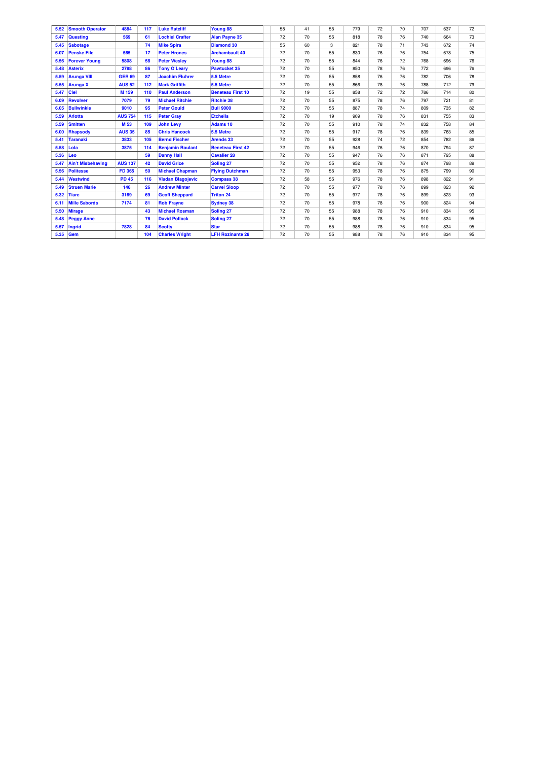| | | | | | | | | | | | | | | | | |
|---|---|---|---|---|---|---|---|---|---|---|---|---|---|---|---|---|
| 5.52 | Smooth Operator | 4884 | 117 | Luke Ratcliff | Young 88 | | 58 | 41 | 55 | 779 | 72 | 70 | 707 | 637 | 72 |
| 5.47 | Questing | 569 | 61 | Lochiel Crafter | Alan Payne 35 | | 72 | 70 | 55 | 818 | 78 | 76 | 740 | 664 | 73 |
| 5.45 | Sabotage | | 74 | Mike Spira | Diamond 30 | | 55 | 60 | 3 | 821 | 78 | 71 | 743 | 672 | 74 |
| 6.07 | Penske File | 565 | 17 | Peter Hrones | Archambault 40 | | 72 | 70 | 55 | 830 | 76 | 76 | 754 | 678 | 75 |
| 5.56 | Forever Young | 5808 | 58 | Peter Wesley | Young 88 | | 72 | 70 | 55 | 844 | 76 | 72 | 768 | 696 | 76 |
| 5.48 | Asterix | 2788 | 86 | Tony O'Leary | Pawtucket 35 | | 72 | 70 | 55 | 850 | 78 | 76 | 772 | 696 | 76 |
| 5.59 | Arunga VIII | GER 69 | 87 | Joachim Fluhrer | 5.5 Metre | | 72 | 70 | 55 | 858 | 76 | 76 | 782 | 706 | 78 |
| 5.55 | Arunga X | AUS 52 | 112 | Mark Griffith | 5.5 Metre | | 72 | 70 | 55 | 866 | 78 | 76 | 788 | 712 | 79 |
| 5.47 | Ciel | M 159 | 110 | Paul Anderson | Beneteau First 10 | | 72 | 19 | 55 | 858 | 72 | 72 | 786 | 714 | 80 |
| 6.09 | Revolver | 7079 | 79 | Michael Ritchie | Ritchie 38 | | 72 | 70 | 55 | 875 | 78 | 76 | 797 | 721 | 81 |
| 6.05 | Bullwinkle | 9010 | 95 | Peter Gould | Bull 9000 | | 72 | 70 | 55 | 887 | 78 | 74 | 809 | 735 | 82 |
| 5.59 | Arlotta | AUS 754 | 115 | Peter Gray | Etchells | | 72 | 70 | 19 | 909 | 78 | 76 | 831 | 755 | 83 |
| 5.59 | Smitten | M 53 | 109 | John Levy | Adams 10 | | 72 | 70 | 55 | 910 | 78 | 74 | 832 | 758 | 84 |
| 6.00 | Rhapsody | AUS 35 | 85 | Chris Hancock | 5.5 Metre | | 72 | 70 | 55 | 917 | 78 | 76 | 839 | 763 | 85 |
| 5.41 | Taranaki | 3833 | 105 | Bernd Fischer | Arends 33 | | 72 | 70 | 55 | 928 | 74 | 72 | 854 | 782 | 86 |
| 5.58 | Lola | 3875 | 114 | Benjamin Roulant | Beneteau First 42 | | 72 | 70 | 55 | 946 | 76 | 76 | 870 | 794 | 87 |
| 5.36 | Leo | | 59 | Danny Hall | Cavalier 28 | | 72 | 70 | 55 | 947 | 76 | 76 | 871 | 795 | 88 |
| 5.47 | Ain't Misbehaving | AUS 137 | 42 | David Grice | Soling 27 | | 72 | 70 | 55 | 952 | 78 | 76 | 874 | 798 | 89 |
| 5.56 | Politesse | FD 365 | 50 | Michael Chapman | Flying Dutchman | | 72 | 70 | 55 | 953 | 78 | 76 | 875 | 799 | 90 |
| 5.44 | Westwind | PD 45 | 116 | Vladan Blagojevic | Compass 38 | | 72 | 58 | 55 | 976 | 78 | 76 | 898 | 822 | 91 |
| 5.49 | Struen Marie | 146 | 26 | Andrew Minter | Carvel Sloop | | 72 | 70 | 55 | 977 | 78 | 76 | 899 | 823 | 92 |
| 5.32 | Tiare | 3169 | 69 | Geoff Sheppard | Triton 24 | | 72 | 70 | 55 | 977 | 78 | 76 | 899 | 823 | 93 |
| 6.11 | Mille Sabords | 7174 | 81 | Rob Frayne | Sydney 38 | | 72 | 70 | 55 | 978 | 78 | 76 | 900 | 824 | 94 |
| 5.50 | Mirage | | 43 | Michael Rosman | Soling 27 | | 72 | 70 | 55 | 988 | 78 | 76 | 910 | 834 | 95 |
| 5.48 | Peggy Anne | | 76 | David Pollock | Soling 27 | | 72 | 70 | 55 | 988 | 78 | 76 | 910 | 834 | 95 |
| 5.57 | Ingrid | 7828 | 84 | Scotty | Star | | 72 | 70 | 55 | 988 | 78 | 76 | 910 | 834 | 95 |
| 5.35 | Gem | | 104 | Charles Wright | LFH Rozinante 28 | | 72 | 70 | 55 | 988 | 78 | 76 | 910 | 834 | 95 |